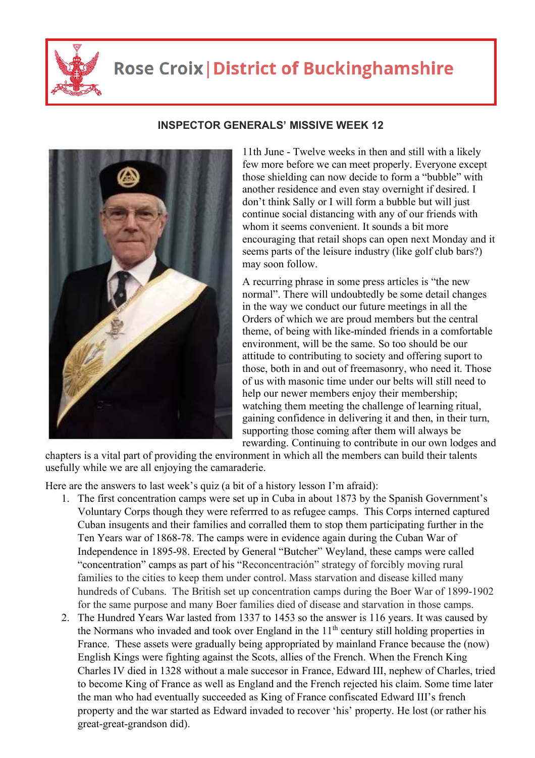# Rose Croix | District of Buckinghamshire

## INSPECTOR GENERALS' MISSIVE WEEK 12

11th June - Twelve weeks in then and still with a likely few more before we can meet properly. Everyone except those shielding can now decide to form a "bubble" with another residence and even stay overnight if desired. I don't think Sally or I will form a bubble but will just continue social distancing with any of our friends with whom it seems convenient. It sounds a bit more encouraging that retail shops can open next Monday and it seems parts of the leisure industry (like golf club bars?) may soon follow.

A recurring phrase in some press articles is "the new normal". There will undoubtedly be some detail changes in the way we conduct our future meetings in all the Orders of which we are proud members but the central theme, of being with like-minded friends in a comfortable environment, will be the same. So too should be our attitude to contributing to society and offering suport to those, both in and out of freemasonry, who need it. Those of us with masonic time under our belts will still need to help our newer members enjoy their membership; watching them meeting the challenge of learning ritual, gaining confidence in delivering it and then, in their turn, supporting those coming after them will always be rewarding. Continuing to contribute in our own lodges and chapters is a vital part of providing the environment in which all the members can build their talents usefully while we are all enjoying the camaraderie.

Here are the answers to last week's quiz (a bit of a history lesson I'm afraid):

1. The first concentration camps were set up in Cuba in about 1873 by the Spanish Government's Voluntary Corps though they were referrred to as refugee camps. This Corps interned captured Cuban insugents and their families and corralled them to stop them participating further in the Ten Years war of 1868-78. The camps were in evidence again during the Cuban War of Independence in 1895-98. Erected by General "Butcher" Weyland, these camps were called "concentration" camps as part of his "Reconcentración" strategy of forcibly moving rural families to the cities to keep them under control. Mass starvation and disease killed many hundreds of Cubans. The British set up concentration camps during the Boer War of 1899-1902 for the same purpose and many Boer families died of disease and starvation in those camps.
2. The Hundred Years War lasted from 1337 to 1453 so the answer is 116 years. It was caused by the Normans who invaded and took over England in the 11th century still holding properties in France. These assets were gradually being appropriated by mainland France because the (now) English Kings were fighting against the Scots, allies of the French. When the French King Charles IV died in 1328 without a male succesor in France, Edward III, nephew of Charles, tried to become King of France as well as England and the French rejected his claim. Some time later the man who had eventually succeeded as King of France confiscated Edward III's french property and the war started as Edward invaded to recover 'his' property. He lost (or rather his great-great-grandson did).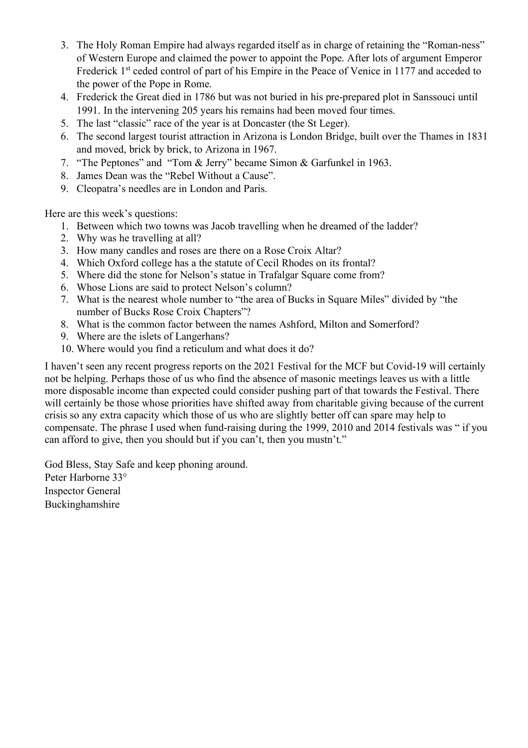3. The Holy Roman Empire had always regarded itself as in charge of retaining the "Roman-ness" of Western Europe and claimed the power to appoint the Pope. After lots of argument Emperor Frederick 1st ceded control of part of his Empire in the Peace of Venice in 1177 and acceded to the power of the Pope in Rome.
4. Frederick the Great died in 1786 but was not buried in his pre-prepared plot in Sanssouci until 1991. In the intervening 205 years his remains had been moved four times.
5. The last "classic" race of the year is at Doncaster (the St Leger).
6. The second largest tourist attraction in Arizona is London Bridge, built over the Thames in 1831 and moved, brick by brick, to Arizona in 1967.
7. "The Peptones" and "Tom & Jerry" became Simon & Garfunkel in 1963.
8. James Dean was the "Rebel Without a Cause".
9. Cleopatra's needles are in London and Paris.

Here are this week's questions:

1. Between which two towns was Jacob travelling when he dreamed of the ladder?
2. Why was he travelling at all?
3. How many candles and roses are there on a Rose Croix Altar?
4. Which Oxford college has a the statute of Cecil Rhodes on its frontal?
5. Where did the stone for Nelson's statue in Trafalgar Square come from?
6. Whose Lions are said to protect Nelson's column?
7. What is the nearest whole number to "the area of Bucks in Square Miles" divided by "the number of Bucks Rose Croix Chapters"?
8. What is the common factor between the names Ashford, Milton and Somerford?
9. Where are the islets of Langerhans?
10. Where would you find a reticulum and what does it do?

I haven't seen any recent progress reports on the 2021 Festival for the MCF but Covid-19 will certainly not be helping. Perhaps those of us who find the absence of masonic meetings leaves us with a little more disposable income than expected could consider pushing part of that towards the Festival. There will certainly be those whose priorities have shifted away from charitable giving because of the current crisis so any extra capacity which those of us who are slightly better off can spare may help to compensate. The phrase I used when fund-raising during the 1999, 2010 and 2014 festivals was " if you can afford to give, then you should but if you can't, then you mustn't."

God Bless, Stay Safe and keep phoning around.
Peter Harborne 33°
Inspector General
Buckinghamshire